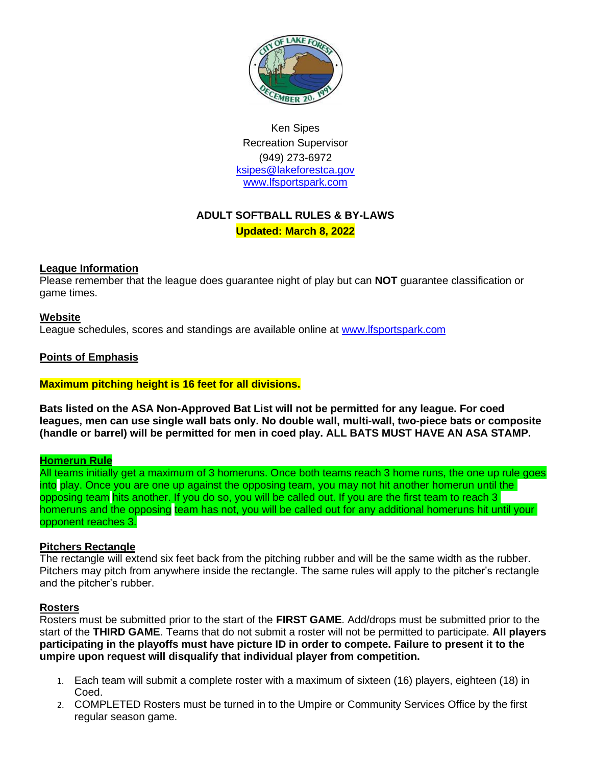Ken Sipes
Recreation Supervisor
(949) 273-6972
ksipes@lakeforestca.gov
www.lfsportspark.com

# ADULT SOFTBALL RULES & BY-LAWS

**Updated: March 8, 2022**

## League Information

Please remember that the league does guarantee night of play but can **NOT** guarantee classification or game times.

## Website

League schedules, scores and standings are available online at www.lfsportspark.com

## Points of Emphasis

**Maximum pitching height is 16 feet for all divisions.**

**Bats listed on the ASA Non-Approved Bat List will not be permitted for any league. For coed leagues, men can use single wall bats only. No double wall, multi-wall, two-piece bats or composite (handle or barrel) will be permitted for men in coed play. ALL BATS MUST HAVE AN ASA STAMP.**

## Homerun Rule

All teams initially get a maximum of 3 homeruns. Once both teams reach 3 home runs, the one up rule goes into play. Once you are one up against the opposing team, you may not hit another homerun until the opposing team hits another. If you do so, you will be called out. If you are the first team to reach 3 homeruns and the opposing team has not, you will be called out for any additional homeruns hit until your opponent reaches 3.

## Pitchers Rectangle

The rectangle will extend six feet back from the pitching rubber and will be the same width as the rubber. Pitchers may pitch from anywhere inside the rectangle. The same rules will apply to the pitcher's rectangle and the pitcher's rubber.

## Rosters

Rosters must be submitted prior to the start of the **FIRST GAME**. Add/drops must be submitted prior to the start of the **THIRD GAME**. Teams that do not submit a roster will not be permitted to participate. **All players participating in the playoffs must have picture ID in order to compete. Failure to present it to the umpire upon request will disqualify that individual player from competition.**

1. Each team will submit a complete roster with a maximum of sixteen (16) players, eighteen (18) in Coed.
2. COMPLETED Rosters must be turned in to the Umpire or Community Services Office by the first regular season game.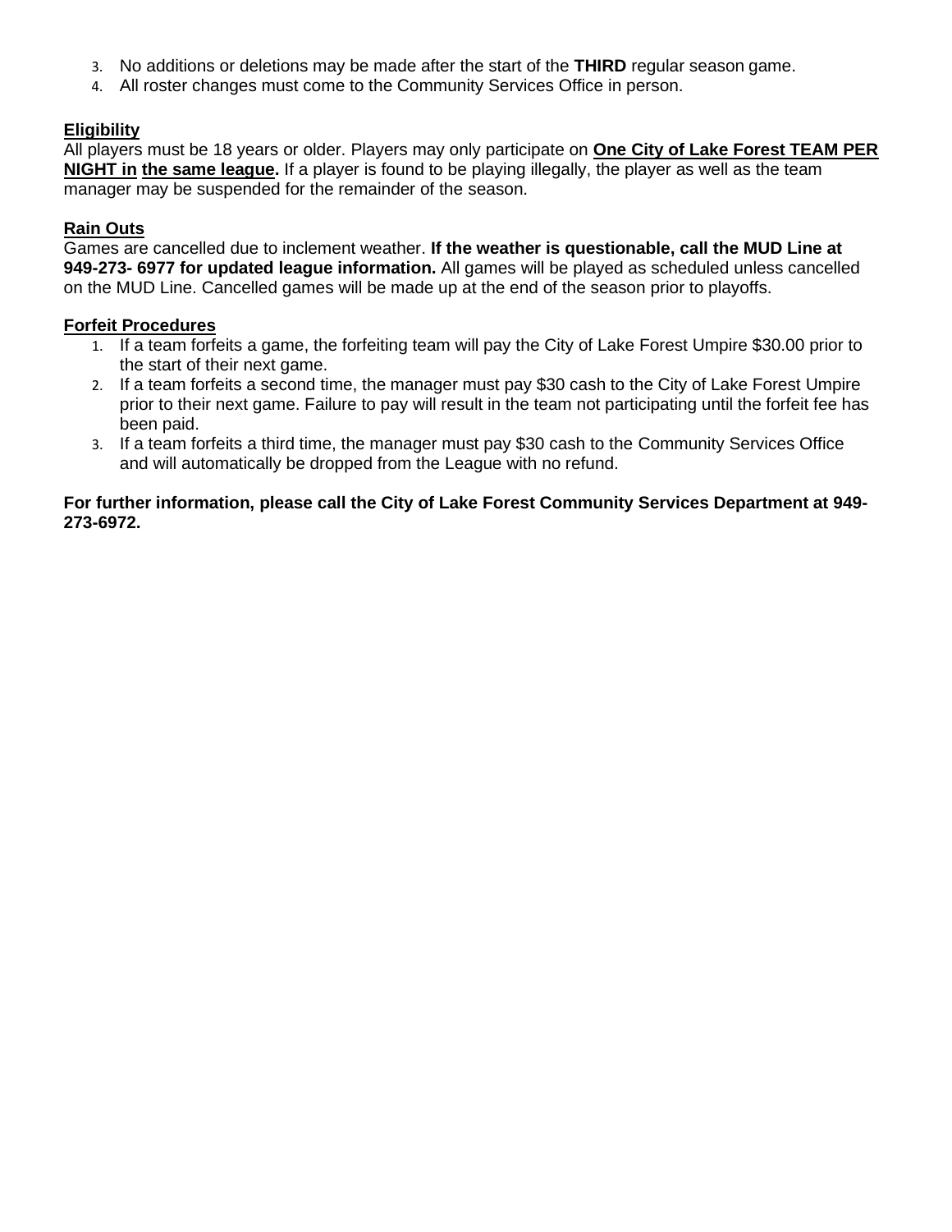3. No additions or deletions may be made after the start of the **THIRD** regular season game.
4. All roster changes must come to the Community Services Office in person.

**Eligibility**

All players must be 18 years or older. Players may only participate on **One City of Lake Forest TEAM PER NIGHT in the same league.** If a player is found to be playing illegally, the player as well as the team manager may be suspended for the remainder of the season.

**Rain Outs**

Games are cancelled due to inclement weather. **If the weather is questionable, call the MUD Line at 949-273- 6977 for updated league information.** All games will be played as scheduled unless cancelled on the MUD Line. Cancelled games will be made up at the end of the season prior to playoffs.

**Forfeit Procedures**

1. If a team forfeits a game, the forfeiting team will pay the City of Lake Forest Umpire $30.00 prior to the start of their next game.
2. If a team forfeits a second time, the manager must pay $30 cash to the City of Lake Forest Umpire prior to their next game. Failure to pay will result in the team not participating until the forfeit fee has been paid.
3. If a team forfeits a third time, the manager must pay $30 cash to the Community Services Office and will automatically be dropped from the League with no refund.

**For further information, please call the City of Lake Forest Community Services Department at 949-273-6972.**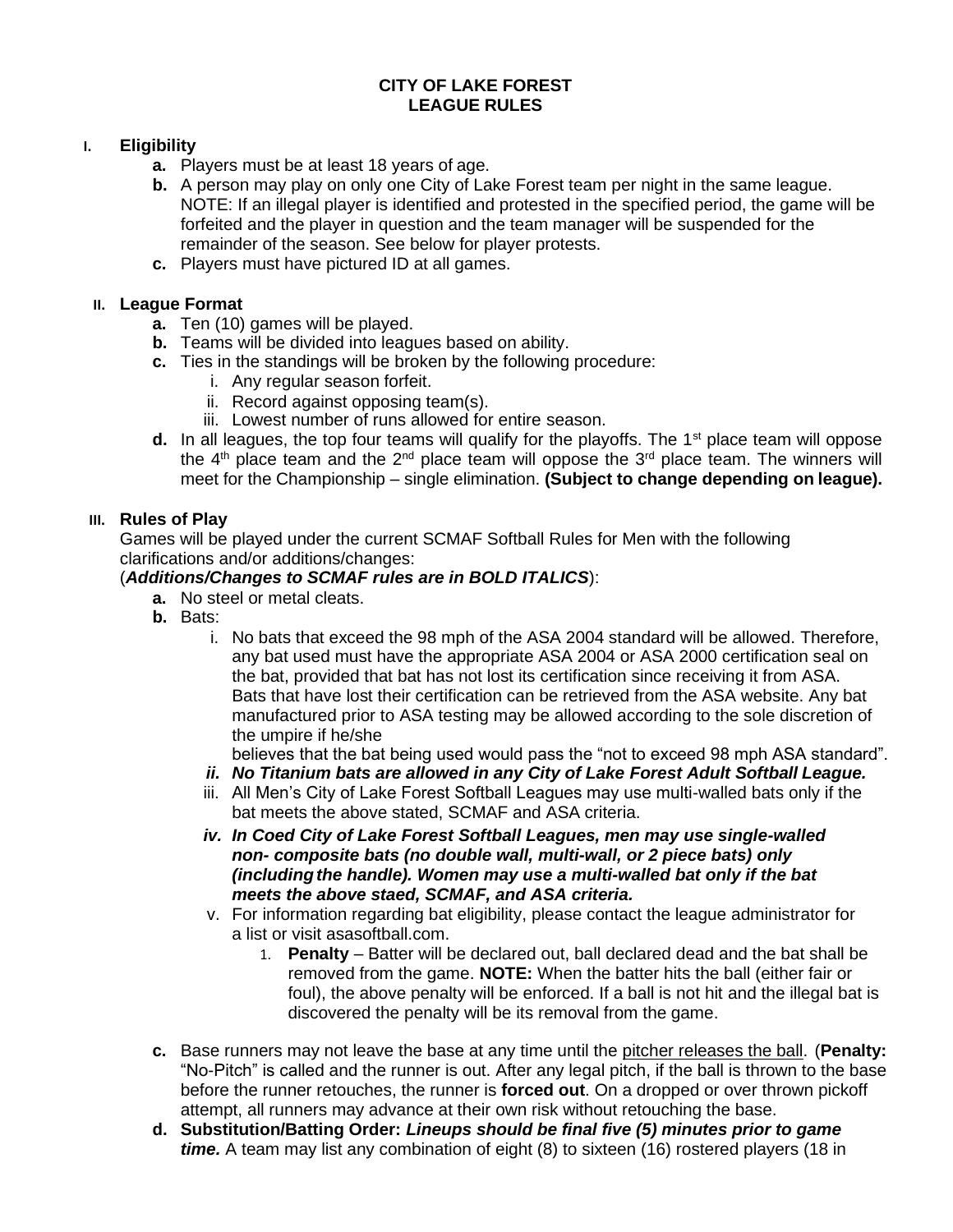**CITY OF LAKE FOREST**
**LEAGUE RULES**

## I. Eligibility

- **a.** Players must be at least 18 years of age.
- **b.** A person may play on only one City of Lake Forest team per night in the same league. NOTE: If an illegal player is identified and protested in the specified period, the game will be forfeited and the player in question and the team manager will be suspended for the remainder of the season. See below for player protests.
- **c.** Players must have pictured ID at all games.

## II. League Format

- **a.** Ten (10) games will be played.
- **b.** Teams will be divided into leagues based on ability.
- **c.** Ties in the standings will be broken by the following procedure:
    - i. Any regular season forfeit.
    - ii. Record against opposing team(s).
    - iii. Lowest number of runs allowed for entire season.
- **d.** In all leagues, the top four teams will qualify for the playoffs. The 1st place team will oppose the 4th place team and the 2nd place team will oppose the 3rd place team. The winners will meet for the Championship – single elimination. **(Subject to change depending on league).**

## III. Rules of Play

Games will be played under the current SCMAF Softball Rules for Men with the following clarifications and/or additions/changes:
(***Additions/Changes to SCMAF rules are in BOLD ITALICS***):

- **a.** No steel or metal cleats.
- **b.** Bats:
    - i. No bats that exceed the 98 mph of the ASA 2004 standard will be allowed. Therefore, any bat used must have the appropriate ASA 2004 or ASA 2000 certification seal on the bat, provided that bat has not lost its certification since receiving it from ASA. Bats that have lost their certification can be retrieved from the ASA website. Any bat manufactured prior to ASA testing may be allowed according to the sole discretion of the umpire if he/she believes that the bat being used would pass the "not to exceed 98 mph ASA standard".
    - ***ii. No Titanium bats are allowed in any City of Lake Forest Adult Softball League.***
    - iii. All Men's City of Lake Forest Softball Leagues may use multi-walled bats only if the bat meets the above stated, SCMAF and ASA criteria.
    - ***iv. In Coed City of Lake Forest Softball Leagues, men may use single-walled non- composite bats (no double wall, multi-wall, or 2 piece bats) only (including the handle). Women may use a multi-walled bat only if the bat meets the above staed, SCMAF, and ASA criteria.***
    - v. For information regarding bat eligibility, please contact the league administrator for a list or visit asasoftball.com.
        1. **Penalty** – Batter will be declared out, ball declared dead and the bat shall be removed from the game. **NOTE:** When the batter hits the ball (either fair or foul), the above penalty will be enforced. If a ball is not hit and the illegal bat is discovered the penalty will be its removal from the game.
- **c.** Base runners may not leave the base at any time until the <u>pitcher releases the ball</u>. (**Penalty:** "No-Pitch" is called and the runner is out. After any legal pitch, if the ball is thrown to the base before the runner retouches, the runner is **forced out**. On a dropped or over thrown pickoff attempt, all runners may advance at their own risk without retouching the base.
- **d. Substitution/Batting Order:** ***Lineups should be final five (5) minutes prior to game time.*** A team may list any combination of eight (8) to sixteen (16) rostered players (18 in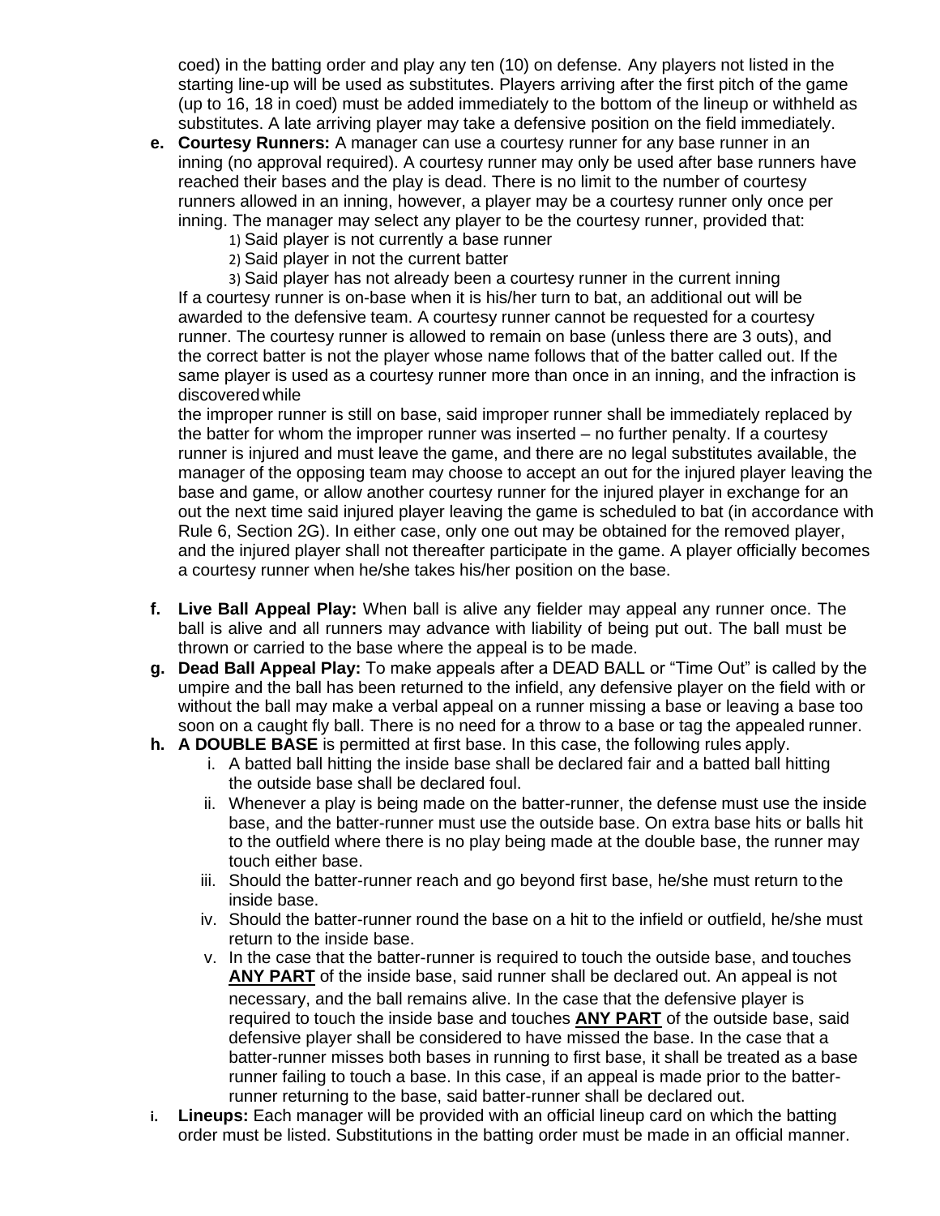coed) in the batting order and play any ten (10) on defense. Any players not listed in the starting line-up will be used as substitutes. Players arriving after the first pitch of the game (up to 16, 18 in coed) must be added immediately to the bottom of the lineup or withheld as substitutes. A late arriving player may take a defensive position on the field immediately.

**e. Courtesy Runners:** A manager can use a courtesy runner for any base runner in an inning (no approval required). A courtesy runner may only be used after base runners have reached their bases and the play is dead. There is no limit to the number of courtesy runners allowed in an inning, however, a player may be a courtesy runner only once per inning. The manager may select any player to be the courtesy runner, provided that:

1) Said player is not currently a base runner
2) Said player in not the current batter
3) Said player has not already been a courtesy runner in the current inning

If a courtesy runner is on-base when it is his/her turn to bat, an additional out will be awarded to the defensive team. A courtesy runner cannot be requested for a courtesy runner. The courtesy runner is allowed to remain on base (unless there are 3 outs), and the correct batter is not the player whose name follows that of the batter called out. If the same player is used as a courtesy runner more than once in an inning, and the infraction is discovered while

the improper runner is still on base, said improper runner shall be immediately replaced by the batter for whom the improper runner was inserted – no further penalty. If a courtesy runner is injured and must leave the game, and there are no legal substitutes available, the manager of the opposing team may choose to accept an out for the injured player leaving the base and game, or allow another courtesy runner for the injured player in exchange for an out the next time said injured player leaving the game is scheduled to bat (in accordance with Rule 6, Section 2G). In either case, only one out may be obtained for the removed player, and the injured player shall not thereafter participate in the game. A player officially becomes a courtesy runner when he/she takes his/her position on the base.

**f. Live Ball Appeal Play:** When ball is alive any fielder may appeal any runner once. The ball is alive and all runners may advance with liability of being put out. The ball must be thrown or carried to the base where the appeal is to be made.

**g. Dead Ball Appeal Play:** To make appeals after a DEAD BALL or "Time Out" is called by the umpire and the ball has been returned to the infield, any defensive player on the field with or without the ball may make a verbal appeal on a runner missing a base or leaving a base too soon on a caught fly ball. There is no need for a throw to a base or tag the appealed runner.

**h. A DOUBLE BASE** is permitted at first base. In this case, the following rules apply.

i. A batted ball hitting the inside base shall be declared fair and a batted ball hitting the outside base shall be declared foul.

ii. Whenever a play is being made on the batter-runner, the defense must use the inside base, and the batter-runner must use the outside base. On extra base hits or balls hit to the outfield where there is no play being made at the double base, the runner may touch either base.

iii. Should the batter-runner reach and go beyond first base, he/she must return to the inside base.

iv. Should the batter-runner round the base on a hit to the infield or outfield, he/she must return to the inside base.

v. In the case that the batter-runner is required to touch the outside base, and touches **ANY PART** of the inside base, said runner shall be declared out. An appeal is not necessary, and the ball remains alive. In the case that the defensive player is required to touch the inside base and touches **ANY PART** of the outside base, said defensive player shall be considered to have missed the base. In the case that a batter-runner misses both bases in running to first base, it shall be treated as a base runner failing to touch a base. In this case, if an appeal is made prior to the batter-runner returning to the base, said batter-runner shall be declared out.

**i. Lineups:** Each manager will be provided with an official lineup card on which the batting order must be listed. Substitutions in the batting order must be made in an official manner.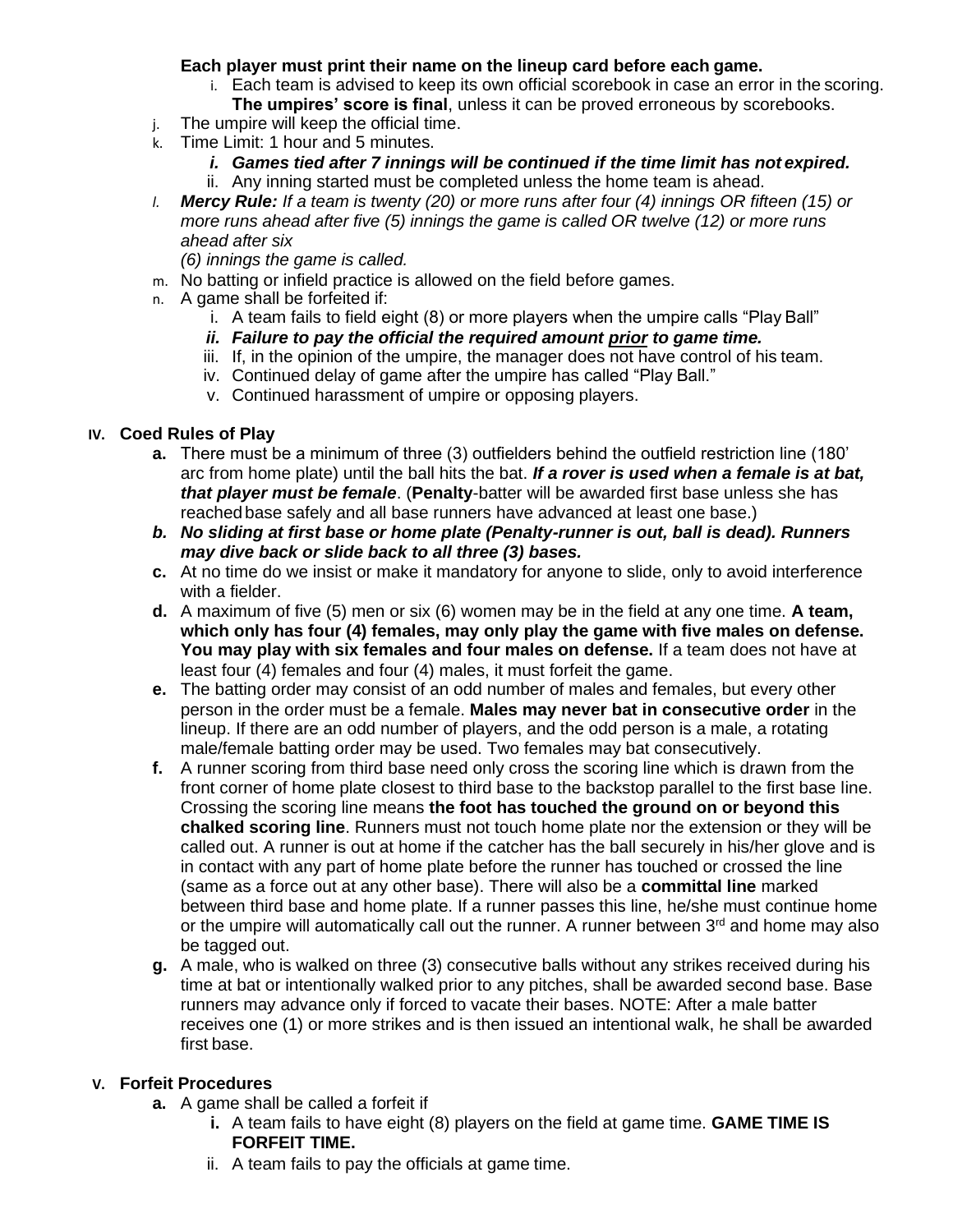**Each player must print their name on the lineup card before each game.**

i. Each team is advised to keep its own official scorebook in case an error in the scoring. **The umpires' score is final**, unless it can be proved erroneous by scorebooks.

j. The umpire will keep the official time.

k. Time Limit: 1 hour and 5 minutes.
   - ***i. Games tied after 7 innings will be continued if the time limit has not expired.***
   - ii. Any inning started must be completed unless the home team is ahead.

l. ***Mercy Rule:*** *If a team is twenty (20) or more runs after four (4) innings OR fifteen (15) or more runs ahead after five (5) innings the game is called OR twelve (12) or more runs ahead after six (6) innings the game is called.*

m. No batting or infield practice is allowed on the field before games.

n. A game shall be forfeited if:
   - i. A team fails to field eight (8) or more players when the umpire calls "Play Ball"
   - ***ii. Failure to pay the official the required amount <u>prior</u> to game time.***
   - iii. If, in the opinion of the umpire, the manager does not have control of his team.
   - iv. Continued delay of game after the umpire has called "Play Ball."
   - v. Continued harassment of umpire or opposing players.

## IV. Coed Rules of Play

**a.** There must be a minimum of three (3) outfielders behind the outfield restriction line (180' arc from home plate) until the ball hits the bat. ***If a rover is used when a female is at bat, that player must be female***. (**Penalty**-batter will be awarded first base unless she has reached base safely and all base runners have advanced at least one base.)

***b. No sliding at first base or home plate (Penalty-runner is out, ball is dead). Runners may dive back or slide back to all three (3) bases.***

**c.** At no time do we insist or make it mandatory for anyone to slide, only to avoid interference with a fielder.

**d.** A maximum of five (5) men or six (6) women may be in the field at any one time. **A team, which only has four (4) females, may only play the game with five males on defense. You may play with six females and four males on defense.** If a team does not have at least four (4) females and four (4) males, it must forfeit the game.

**e.** The batting order may consist of an odd number of males and females, but every other person in the order must be a female. **Males may never bat in consecutive order** in the lineup. If there are an odd number of players, and the odd person is a male, a rotating male/female batting order may be used. Two females may bat consecutively.

**f.** A runner scoring from third base need only cross the scoring line which is drawn from the front corner of home plate closest to third base to the backstop parallel to the first base line. Crossing the scoring line means **the foot has touched the ground on or beyond this chalked scoring line**. Runners must not touch home plate nor the extension or they will be called out. A runner is out at home if the catcher has the ball securely in his/her glove and is in contact with any part of home plate before the runner has touched or crossed the line (same as a force out at any other base). There will also be a **committal line** marked between third base and home plate. If a runner passes this line, he/she must continue home or the umpire will automatically call out the runner. A runner between 3rd and home may also be tagged out.

**g.** A male, who is walked on three (3) consecutive balls without any strikes received during his time at bat or intentionally walked prior to any pitches, shall be awarded second base. Base runners may advance only if forced to vacate their bases. NOTE: After a male batter receives one (1) or more strikes and is then issued an intentional walk, he shall be awarded first base.

## V. Forfeit Procedures

**a.** A game shall be called a forfeit if
   - **i.** A team fails to have eight (8) players on the field at game time. **GAME TIME IS FORFEIT TIME.**
   - ii. A team fails to pay the officials at game time.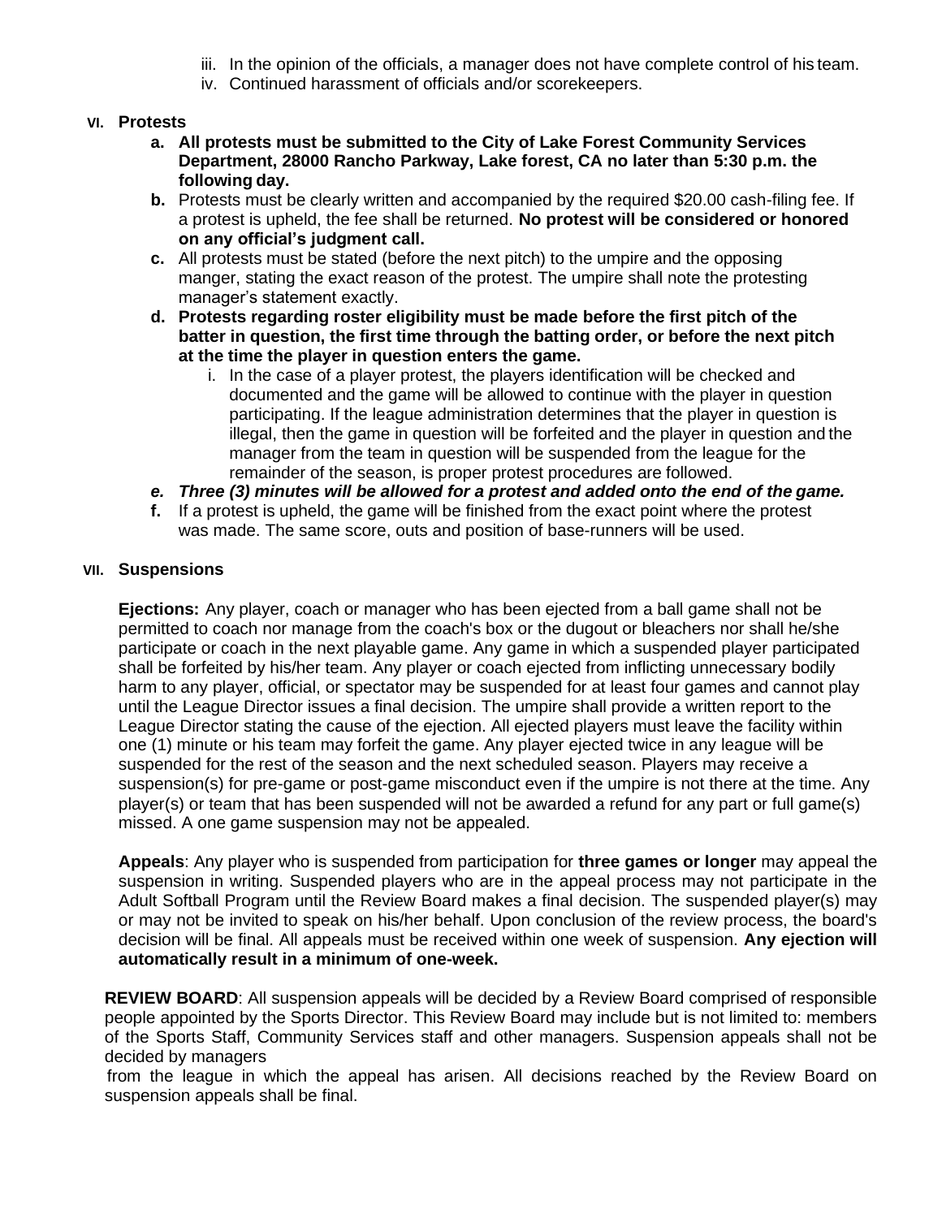iii. In the opinion of the officials, a manager does not have complete control of his team.
iv. Continued harassment of officials and/or scorekeepers.

## VI. Protests

a. **All protests must be submitted to the City of Lake Forest Community Services Department, 28000 Rancho Parkway, Lake forest, CA no later than 5:30 p.m. the following day.**

b. Protests must be clearly written and accompanied by the required $20.00 cash-filing fee. If a protest is upheld, the fee shall be returned. **No protest will be considered or honored on any official's judgment call.**

c. All protests must be stated (before the next pitch) to the umpire and the opposing manger, stating the exact reason of the protest. The umpire shall note the protesting manager's statement exactly.

d. **Protests regarding roster eligibility must be made before the first pitch of the batter in question, the first time through the batting order, or before the next pitch at the time the player in question enters the game.**

   i. In the case of a player protest, the players identification will be checked and documented and the game will be allowed to continue with the player in question participating. If the league administration determines that the player in question is illegal, then the game in question will be forfeited and the player in question and the manager from the team in question will be suspended from the league for the remainder of the season, is proper protest procedures are followed.

e. ***Three (3) minutes will be allowed for a protest and added onto the end of the game.***

f. If a protest is upheld, the game will be finished from the exact point where the protest was made. The same score, outs and position of base-runners will be used.

## VII. Suspensions

**Ejections:** Any player, coach or manager who has been ejected from a ball game shall not be permitted to coach nor manage from the coach's box or the dugout or bleachers nor shall he/she participate or coach in the next playable game. Any game in which a suspended player participated shall be forfeited by his/her team. Any player or coach ejected from inflicting unnecessary bodily harm to any player, official, or spectator may be suspended for at least four games and cannot play until the League Director issues a final decision. The umpire shall provide a written report to the League Director stating the cause of the ejection. All ejected players must leave the facility within one (1) minute or his team may forfeit the game. Any player ejected twice in any league will be suspended for the rest of the season and the next scheduled season. Players may receive a suspension(s) for pre-game or post-game misconduct even if the umpire is not there at the time. Any player(s) or team that has been suspended will not be awarded a refund for any part or full game(s) missed. A one game suspension may not be appealed.

**Appeals**: Any player who is suspended from participation for **three games or longer** may appeal the suspension in writing. Suspended players who are in the appeal process may not participate in the Adult Softball Program until the Review Board makes a final decision. The suspended player(s) may or may not be invited to speak on his/her behalf. Upon conclusion of the review process, the board's decision will be final. All appeals must be received within one week of suspension. **Any ejection will automatically result in a minimum of one-week.**

**REVIEW BOARD**: All suspension appeals will be decided by a Review Board comprised of responsible people appointed by the Sports Director. This Review Board may include but is not limited to: members of the Sports Staff, Community Services staff and other managers. Suspension appeals shall not be decided by managers from the league in which the appeal has arisen. All decisions reached by the Review Board on suspension appeals shall be final.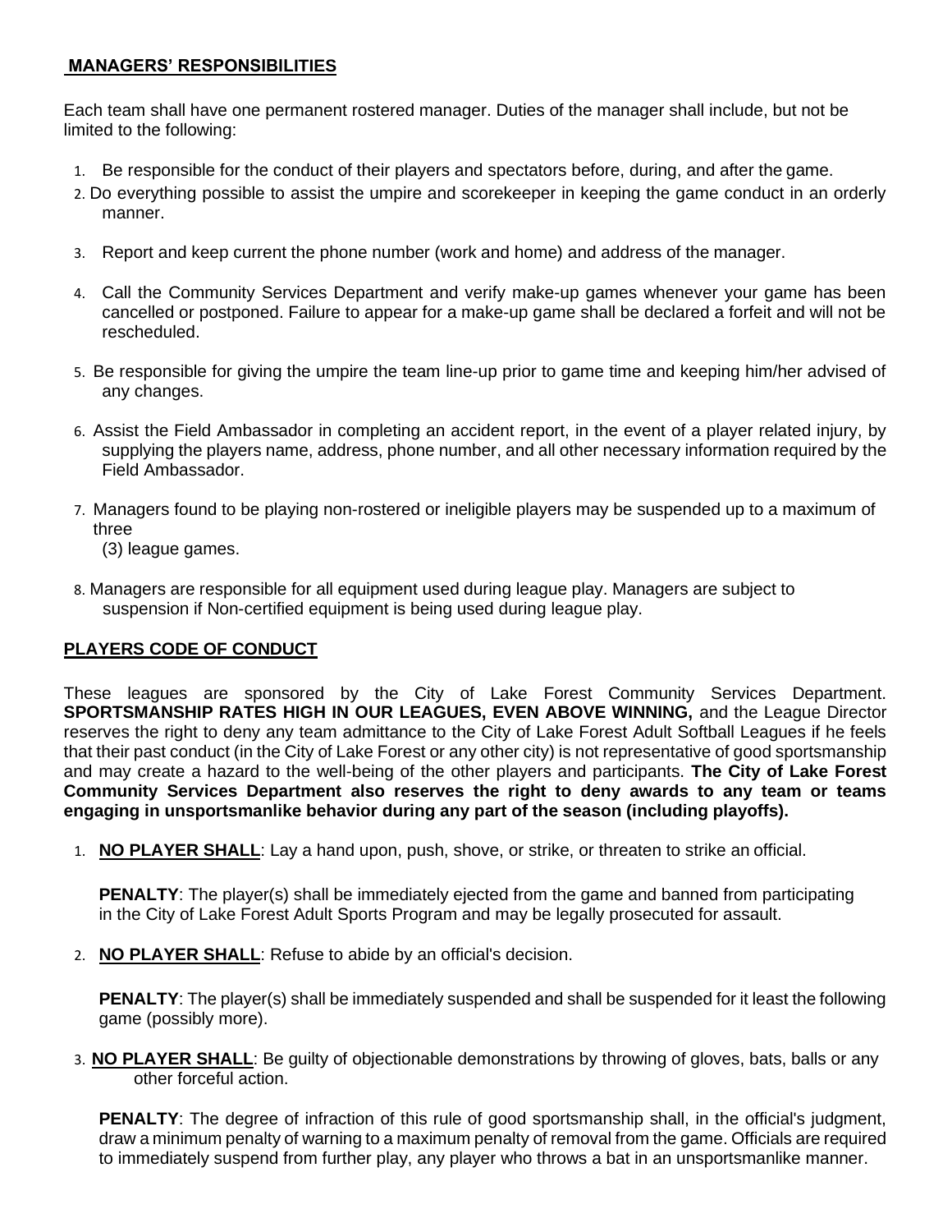## MANAGERS' RESPONSIBILITIES

Each team shall have one permanent rostered manager. Duties of the manager shall include, but not be limited to the following:

1. Be responsible for the conduct of their players and spectators before, during, and after the game.
2. Do everything possible to assist the umpire and scorekeeper in keeping the game conduct in an orderly manner.
3. Report and keep current the phone number (work and home) and address of the manager.
4. Call the Community Services Department and verify make-up games whenever your game has been cancelled or postponed. Failure to appear for a make-up game shall be declared a forfeit and will not be rescheduled.
5. Be responsible for giving the umpire the team line-up prior to game time and keeping him/her advised of any changes.
6. Assist the Field Ambassador in completing an accident report, in the event of a player related injury, by supplying the players name, address, phone number, and all other necessary information required by the Field Ambassador.
7. Managers found to be playing non-rostered or ineligible players may be suspended up to a maximum of three (3) league games.
8. Managers are responsible for all equipment used during league play. Managers are subject to suspension if Non-certified equipment is being used during league play.

## PLAYERS CODE OF CONDUCT

These leagues are sponsored by the City of Lake Forest Community Services Department. **SPORTSMANSHIP RATES HIGH IN OUR LEAGUES, EVEN ABOVE WINNING,** and the League Director reserves the right to deny any team admittance to the City of Lake Forest Adult Softball Leagues if he feels that their past conduct (in the City of Lake Forest or any other city) is not representative of good sportsmanship and may create a hazard to the well-being of the other players and participants. **The City of Lake Forest Community Services Department also reserves the right to deny awards to any team or teams engaging in unsportsmanlike behavior during any part of the season (including playoffs).**

1. **NO PLAYER SHALL**: Lay a hand upon, push, shove, or strike, or threaten to strike an official.

   **PENALTY**: The player(s) shall be immediately ejected from the game and banned from participating in the City of Lake Forest Adult Sports Program and may be legally prosecuted for assault.

2. **NO PLAYER SHALL**: Refuse to abide by an official's decision.

   **PENALTY**: The player(s) shall be immediately suspended and shall be suspended for it least the following game (possibly more).

3. **NO PLAYER SHALL**: Be guilty of objectionable demonstrations by throwing of gloves, bats, balls or any other forceful action.

   **PENALTY**: The degree of infraction of this rule of good sportsmanship shall, in the official's judgment, draw a minimum penalty of warning to a maximum penalty of removal from the game. Officials are required to immediately suspend from further play, any player who throws a bat in an unsportsmanlike manner.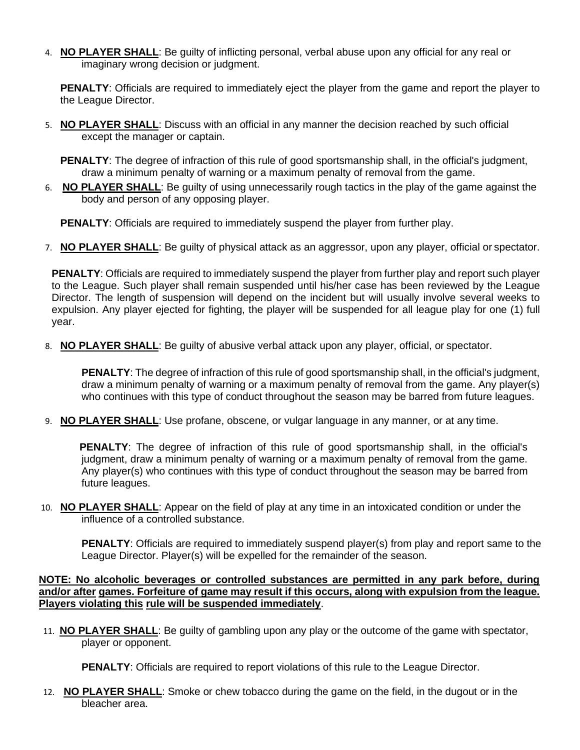4. **NO PLAYER SHALL**: Be guilty of inflicting personal, verbal abuse upon any official for any real or imaginary wrong decision or judgment.

   **PENALTY**: Officials are required to immediately eject the player from the game and report the player to the League Director.

5. **NO PLAYER SHALL**: Discuss with an official in any manner the decision reached by such official except the manager or captain.

   **PENALTY**: The degree of infraction of this rule of good sportsmanship shall, in the official's judgment, draw a minimum penalty of warning or a maximum penalty of removal from the game.

6. **NO PLAYER SHALL**: Be guilty of using unnecessarily rough tactics in the play of the game against the body and person of any opposing player.

   **PENALTY**: Officials are required to immediately suspend the player from further play.

7. **NO PLAYER SHALL**: Be guilty of physical attack as an aggressor, upon any player, official or spectator.

   **PENALTY**: Officials are required to immediately suspend the player from further play and report such player to the League. Such player shall remain suspended until his/her case has been reviewed by the League Director. The length of suspension will depend on the incident but will usually involve several weeks to expulsion. Any player ejected for fighting, the player will be suspended for all league play for one (1) full year.

8. **NO PLAYER SHALL**: Be guilty of abusive verbal attack upon any player, official, or spectator.

   **PENALTY**: The degree of infraction of this rule of good sportsmanship shall, in the official's judgment, draw a minimum penalty of warning or a maximum penalty of removal from the game. Any player(s) who continues with this type of conduct throughout the season may be barred from future leagues.

9. **NO PLAYER SHALL**: Use profane, obscene, or vulgar language in any manner, or at any time.

   **PENALTY**: The degree of infraction of this rule of good sportsmanship shall, in the official's judgment, draw a minimum penalty of warning or a maximum penalty of removal from the game. Any player(s) who continues with this type of conduct throughout the season may be barred from future leagues.

10. **NO PLAYER SHALL**: Appear on the field of play at any time in an intoxicated condition or under the influence of a controlled substance.

    **PENALTY**: Officials are required to immediately suspend player(s) from play and report same to the League Director. Player(s) will be expelled for the remainder of the season.

**NOTE: No alcoholic beverages or controlled substances are permitted in any park before, during and/or after games. Forfeiture of game may result if this occurs, along with expulsion from the league. Players violating this rule will be suspended immediately**.

11. **NO PLAYER SHALL**: Be guilty of gambling upon any play or the outcome of the game with spectator, player or opponent.

    **PENALTY**: Officials are required to report violations of this rule to the League Director.

12. **NO PLAYER SHALL**: Smoke or chew tobacco during the game on the field, in the dugout or in the bleacher area.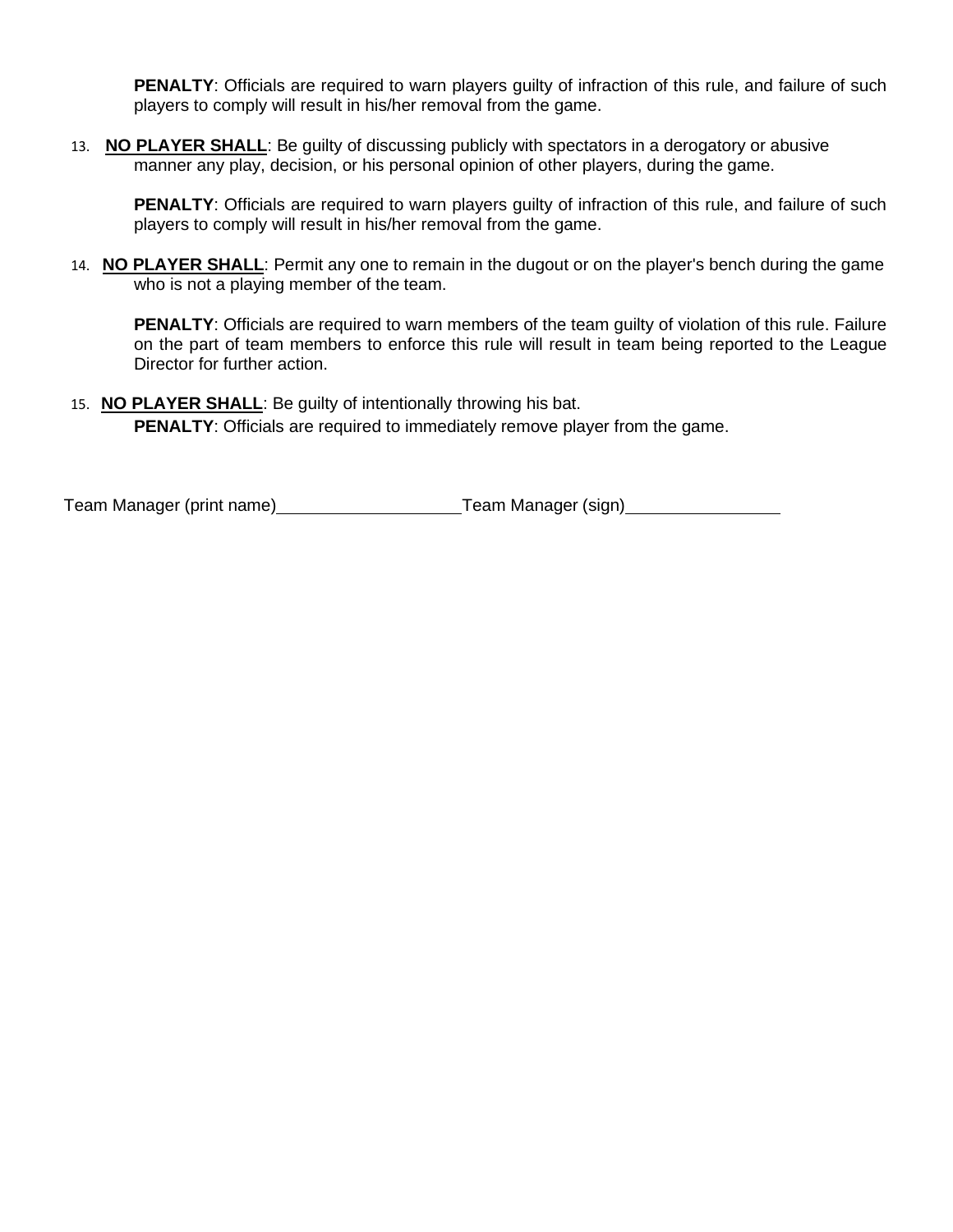**PENALTY**: Officials are required to warn players guilty of infraction of this rule, and failure of such players to comply will result in his/her removal from the game.

13. **NO PLAYER SHALL**: Be guilty of discussing publicly with spectators in a derogatory or abusive manner any play, decision, or his personal opinion of other players, during the game.

    **PENALTY**: Officials are required to warn players guilty of infraction of this rule, and failure of such players to comply will result in his/her removal from the game.

14. **NO PLAYER SHALL**: Permit any one to remain in the dugout or on the player's bench during the game who is not a playing member of the team.

    **PENALTY**: Officials are required to warn members of the team guilty of violation of this rule. Failure on the part of team members to enforce this rule will result in team being reported to the League Director for further action.

15. **NO PLAYER SHALL**: Be guilty of intentionally throwing his bat.
    **PENALTY**: Officials are required to immediately remove player from the game.

Team Manager (print name)____________________ Team Manager (sign)________________